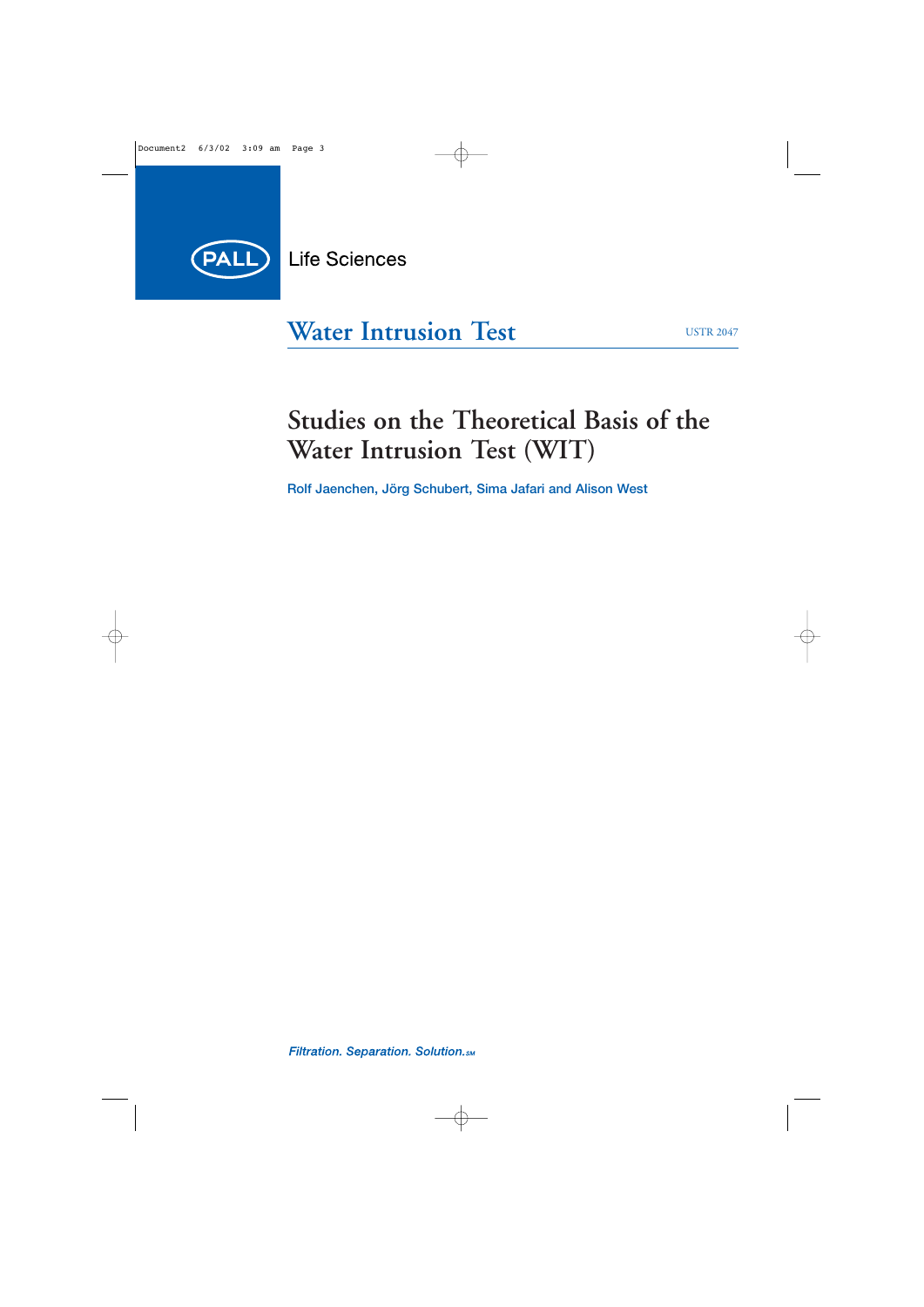PALL Life Sciences

# Water Intrusion Test

USTR 2047

## Studies on the Theoretical Basis of the Water Intrusion Test (WIT)

Rolf Jaenchen, Jörg Schubert, Sima Jafari and Alison West

*Filtration. Separation. Solution.SM*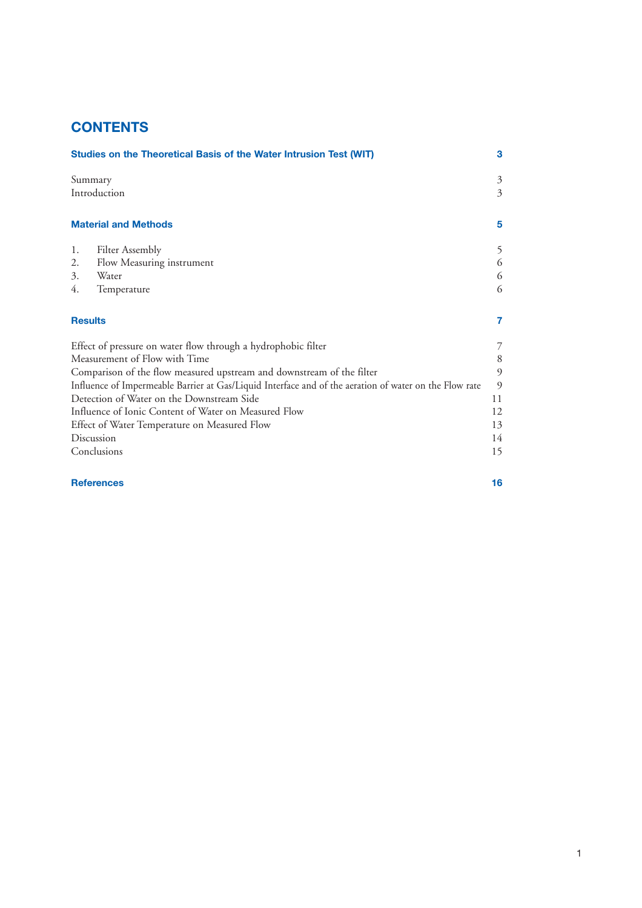# CONTENTS

| | |
|---|---|
| **Studies on the Theoretical Basis of the Water Intrusion Test (WIT)** | **3** |
| Summary | 3 |
| Introduction | 3 |
| **Material and Methods** | **5** |
| 1. Filter Assembly | 5 |
| 2. Flow Measuring instrument | 6 |
| 3. Water | 6 |
| 4. Temperature | 6 |
| **Results** | **7** |
| Effect of pressure on water flow through a hydrophobic filter | 7 |
| Measurement of Flow with Time | 8 |
| Comparison of the flow measured upstream and downstream of the filter | 9 |
| Influence of Impermeable Barrier at Gas/Liquid Interface and of the aeration of water on the Flow rate | 9 |
| Detection of Water on the Downstream Side | 11 |
| Influence of Ionic Content of Water on Measured Flow | 12 |
| Effect of Water Temperature on Measured Flow | 13 |
| Discussion | 14 |
| Conclusions | 15 |
| **References** | **16** |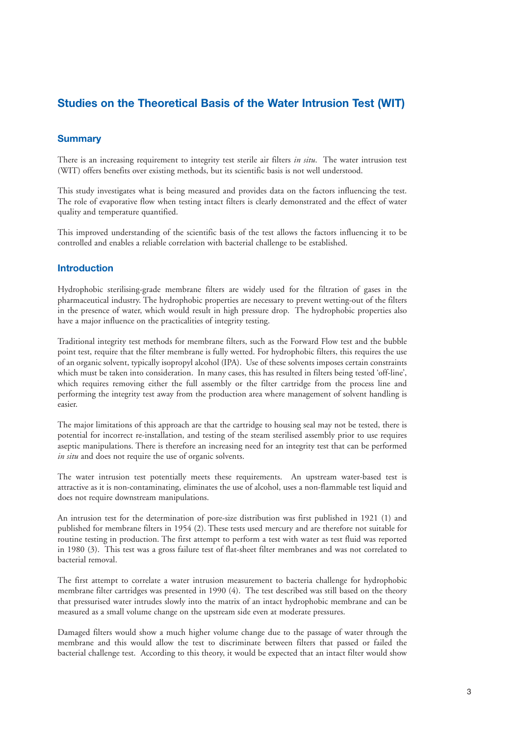# Studies on the Theoretical Basis of the Water Intrusion Test (WIT)

## Summary

There is an increasing requirement to integrity test sterile air filters *in situ*. The water intrusion test (WIT) offers benefits over existing methods, but its scientific basis is not well understood.

This study investigates what is being measured and provides data on the factors influencing the test. The role of evaporative flow when testing intact filters is clearly demonstrated and the effect of water quality and temperature quantified.

This improved understanding of the scientific basis of the test allows the factors influencing it to be controlled and enables a reliable correlation with bacterial challenge to be established.

## Introduction

Hydrophobic sterilising-grade membrane filters are widely used for the filtration of gases in the pharmaceutical industry. The hydrophobic properties are necessary to prevent wetting-out of the filters in the presence of water, which would result in high pressure drop. The hydrophobic properties also have a major influence on the practicalities of integrity testing.

Traditional integrity test methods for membrane filters, such as the Forward Flow test and the bubble point test, require that the filter membrane is fully wetted. For hydrophobic filters, this requires the use of an organic solvent, typically isopropyl alcohol (IPA). Use of these solvents imposes certain constraints which must be taken into consideration. In many cases, this has resulted in filters being tested 'off-line', which requires removing either the full assembly or the filter cartridge from the process line and performing the integrity test away from the production area where management of solvent handling is easier.

The major limitations of this approach are that the cartridge to housing seal may not be tested, there is potential for incorrect re-installation, and testing of the steam sterilised assembly prior to use requires aseptic manipulations. There is therefore an increasing need for an integrity test that can be performed *in situ* and does not require the use of organic solvents.

The water intrusion test potentially meets these requirements. An upstream water-based test is attractive as it is non-contaminating, eliminates the use of alcohol, uses a non-flammable test liquid and does not require downstream manipulations.

An intrusion test for the determination of pore-size distribution was first published in 1921 (1) and published for membrane filters in 1954 (2). These tests used mercury and are therefore not suitable for routine testing in production. The first attempt to perform a test with water as test fluid was reported in 1980 (3). This test was a gross failure test of flat-sheet filter membranes and was not correlated to bacterial removal.

The first attempt to correlate a water intrusion measurement to bacteria challenge for hydrophobic membrane filter cartridges was presented in 1990 (4). The test described was still based on the theory that pressurised water intrudes slowly into the matrix of an intact hydrophobic membrane and can be measured as a small volume change on the upstream side even at moderate pressures.

Damaged filters would show a much higher volume change due to the passage of water through the membrane and this would allow the test to discriminate between filters that passed or failed the bacterial challenge test. According to this theory, it would be expected that an intact filter would show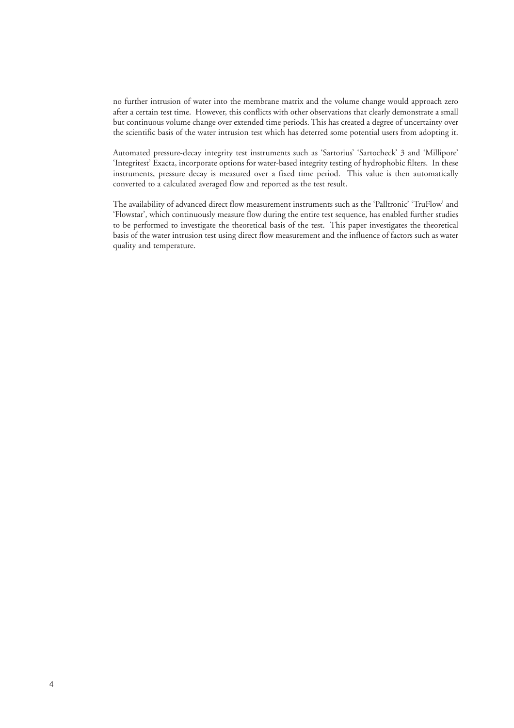no further intrusion of water into the membrane matrix and the volume change would approach zero after a certain test time. However, this conflicts with other observations that clearly demonstrate a small but continuous volume change over extended time periods. This has created a degree of uncertainty over the scientific basis of the water intrusion test which has deterred some potential users from adopting it.

Automated pressure-decay integrity test instruments such as 'Sartorius' 'Sartocheck' 3 and 'Millipore' 'Integritest' Exacta, incorporate options for water-based integrity testing of hydrophobic filters. In these instruments, pressure decay is measured over a fixed time period. This value is then automatically converted to a calculated averaged flow and reported as the test result.

The availability of advanced direct flow measurement instruments such as the 'Palltronic' 'TruFlow' and 'Flowstar', which continuously measure flow during the entire test sequence, has enabled further studies to be performed to investigate the theoretical basis of the test. This paper investigates the theoretical basis of the water intrusion test using direct flow measurement and the influence of factors such as water quality and temperature.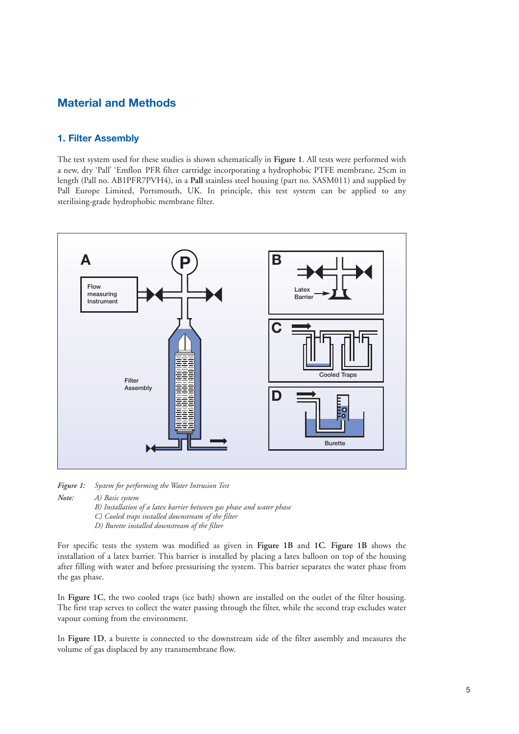## Material and Methods

### 1. Filter Assembly

The test system used for these studies is shown schematically in **Figure 1**. All tests were performed with a new, dry 'Pall' 'Emflon' PFR filter cartridge incorporating a hydrophobic PTFE membrane, 25cm in length (Pall no. AB1PFR7PVH4), in a **Pall** stainless steel housing (part no. SASM011) and supplied by Pall Europe Limited, Portsmouth, UK. In principle, this test system can be applied to any sterilising-grade hydrophobic membrane filter.

*Figure 1:* *System for performing the Water Intrusion Test*

*Note:* *A) Basic system*
*B) Installation of a latex barrier between gas phase and water phase*
*C) Cooled traps installed downstream of the filter*
*D) Burette installed downstream of the filter*

For specific tests the system was modified as given in **Figure 1B** and **1C**. **Figure 1B** shows the installation of a latex barrier. This barrier is installed by placing a latex balloon on top of the housing after filling with water and before pressurising the system. This barrier separates the water phase from the gas phase.

In **Figure 1C**, the two cooled traps (ice bath) shown are installed on the outlet of the filter housing. The first trap serves to collect the water passing through the filter, while the second trap excludes water vapour coming from the environment.

In **Figure 1D**, a burette is connected to the downstream side of the filter assembly and measures the volume of gas displaced by any transmembrane flow.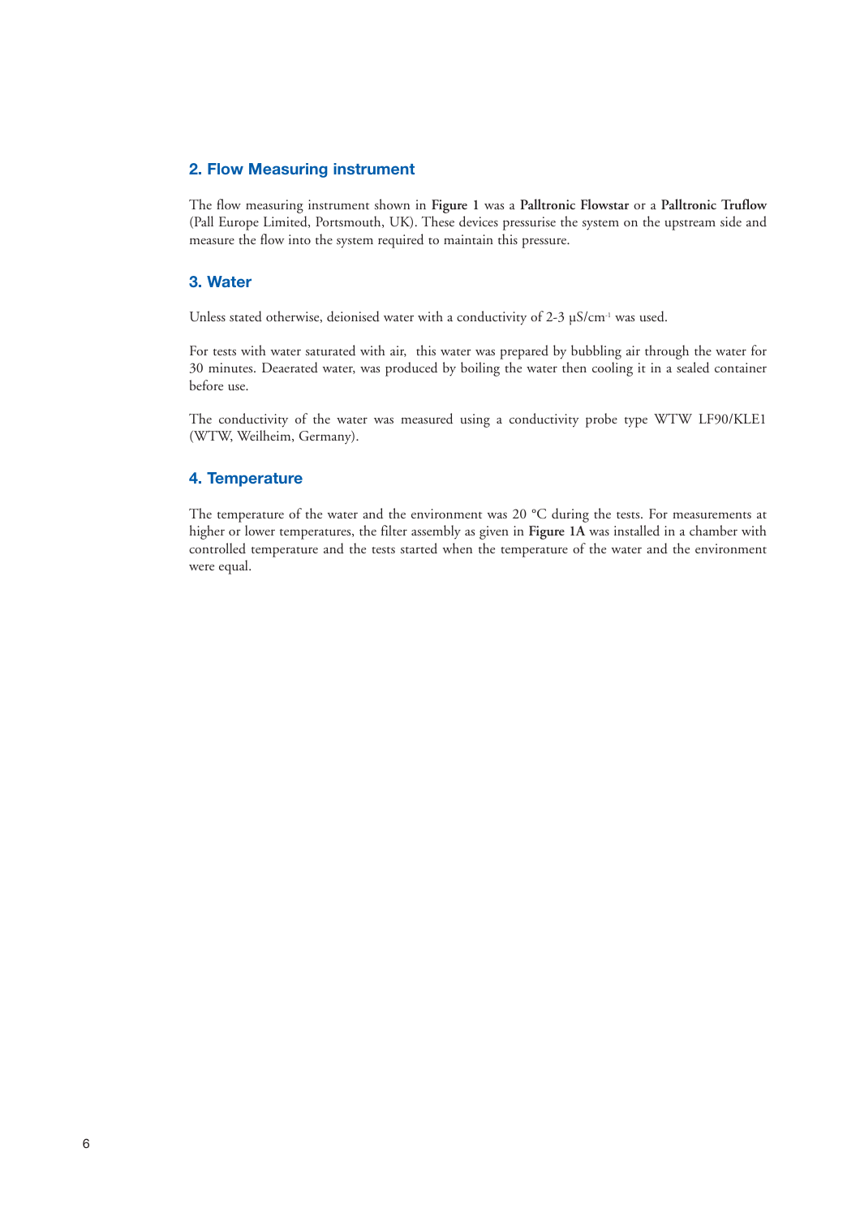## 2. Flow Measuring instrument

The flow measuring instrument shown in **Figure 1** was a **Palltronic Flowstar** or a **Palltronic Truflow** (Pall Europe Limited, Portsmouth, UK). These devices pressurise the system on the upstream side and measure the flow into the system required to maintain this pressure.

## 3. Water

Unless stated otherwise, deionised water with a conductivity of 2-3 µS/cm$^{-1}$ was used.

For tests with water saturated with air, this water was prepared by bubbling air through the water for 30 minutes. Deaerated water, was produced by boiling the water then cooling it in a sealed container before use.

The conductivity of the water was measured using a conductivity probe type WTW LF90/KLE1 (WTW, Weilheim, Germany).

## 4. Temperature

The temperature of the water and the environment was 20 °C during the tests. For measurements at higher or lower temperatures, the filter assembly as given in **Figure 1A** was installed in a chamber with controlled temperature and the tests started when the temperature of the water and the environment were equal.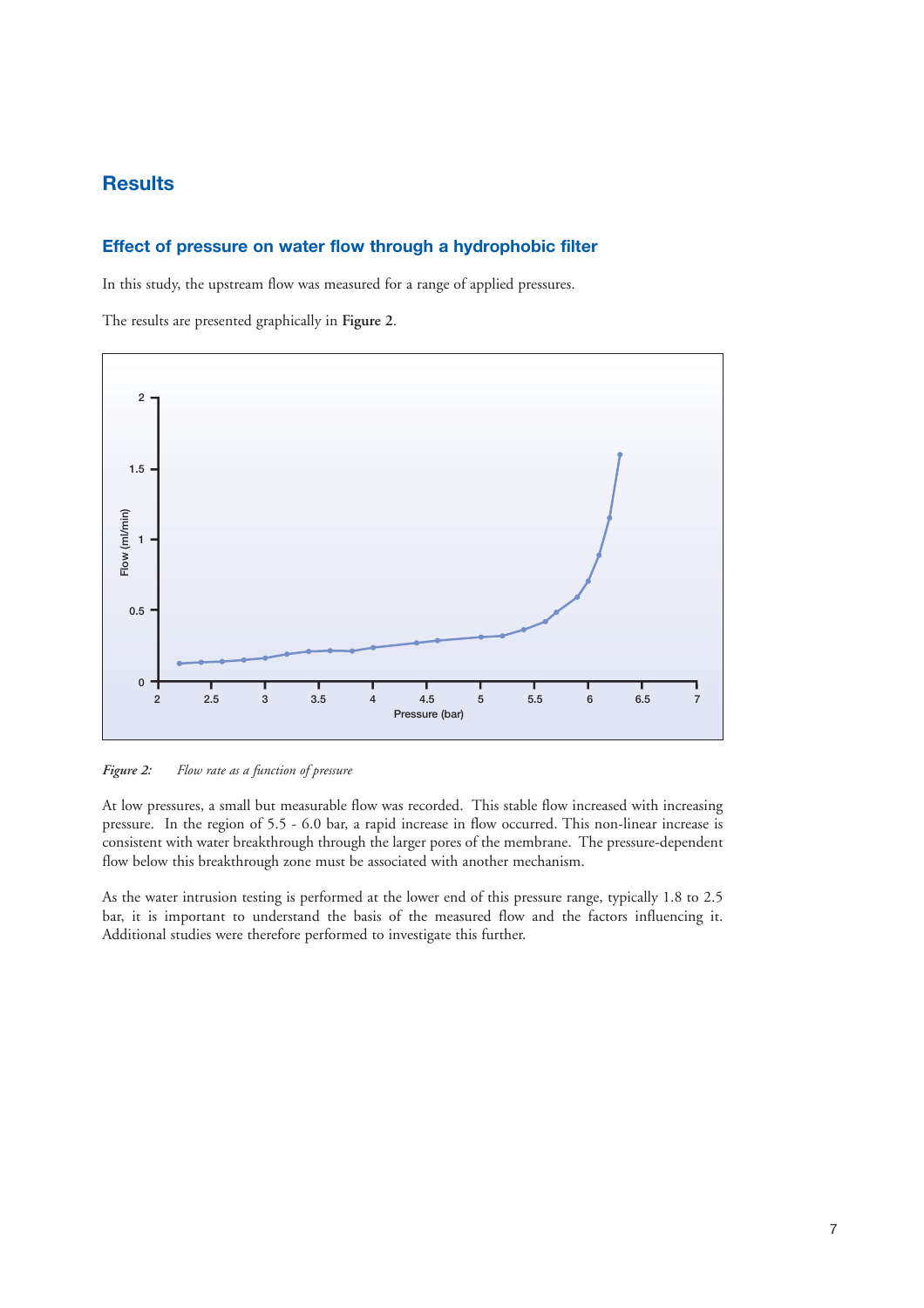# Results

## Effect of pressure on water flow through a hydrophobic filter

In this study, the upstream flow was measured for a range of applied pressures.

The results are presented graphically in **Figure 2**.

*Figure 2:* *Flow rate as a function of pressure*

At low pressures, a small but measurable flow was recorded. This stable flow increased with increasing pressure. In the region of 5.5 - 6.0 bar, a rapid increase in flow occurred. This non-linear increase is consistent with water breakthrough through the larger pores of the membrane. The pressure-dependent flow below this breakthrough zone must be associated with another mechanism.

As the water intrusion testing is performed at the lower end of this pressure range, typically 1.8 to 2.5 bar, it is important to understand the basis of the measured flow and the factors influencing it. Additional studies were therefore performed to investigate this further.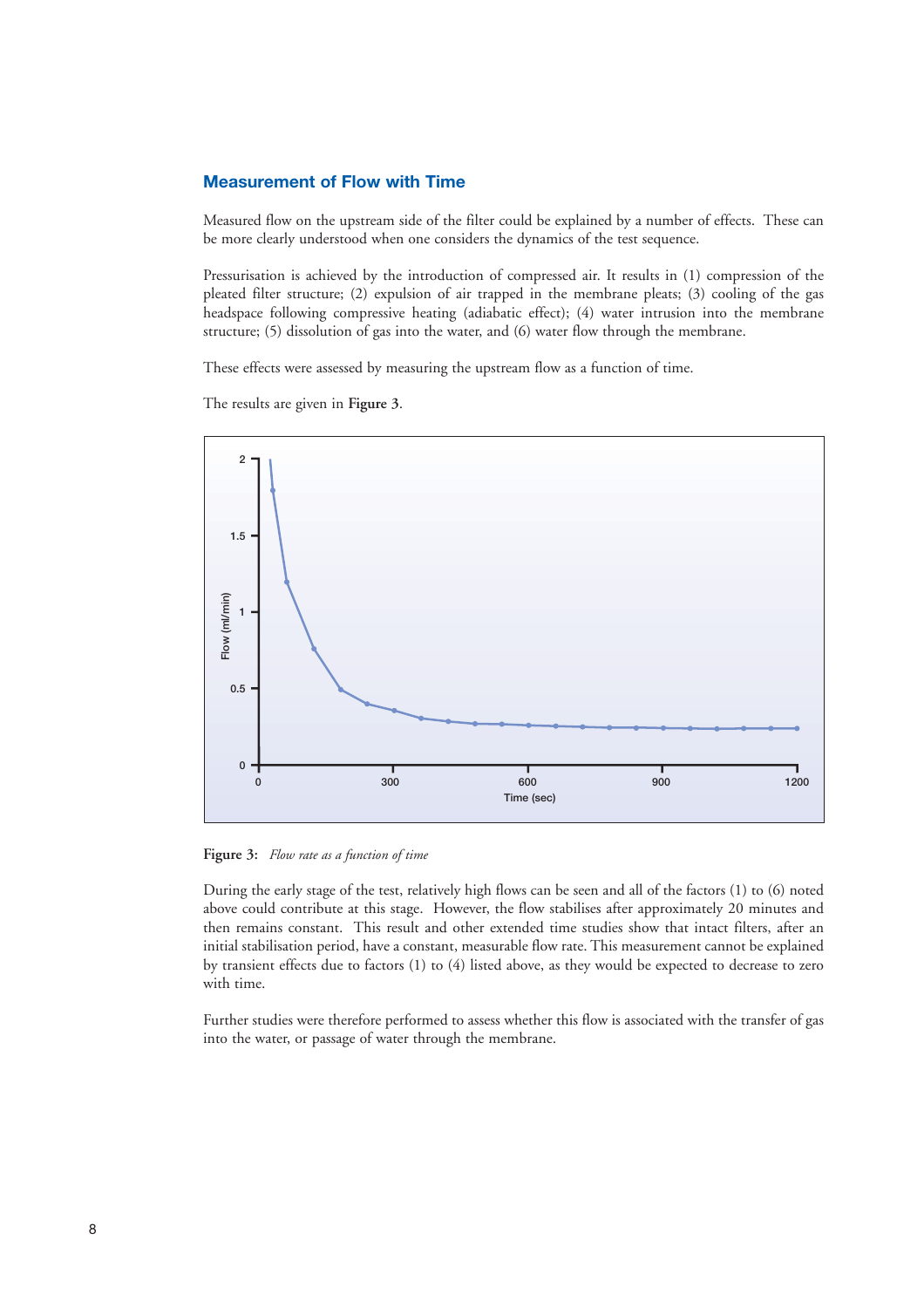## Measurement of Flow with Time

Measured flow on the upstream side of the filter could be explained by a number of effects. These can be more clearly understood when one considers the dynamics of the test sequence.

Pressurisation is achieved by the introduction of compressed air. It results in (1) compression of the pleated filter structure; (2) expulsion of air trapped in the membrane pleats; (3) cooling of the gas headspace following compressive heating (adiabatic effect); (4) water intrusion into the membrane structure; (5) dissolution of gas into the water, and (6) water flow through the membrane.

These effects were assessed by measuring the upstream flow as a function of time.

The results are given in **Figure 3**.

**Figure 3:** *Flow rate as a function of time*

During the early stage of the test, relatively high flows can be seen and all of the factors (1) to (6) noted above could contribute at this stage. However, the flow stabilises after approximately 20 minutes and then remains constant. This result and other extended time studies show that intact filters, after an initial stabilisation period, have a constant, measurable flow rate. This measurement cannot be explained by transient effects due to factors (1) to (4) listed above, as they would be expected to decrease to zero with time.

Further studies were therefore performed to assess whether this flow is associated with the transfer of gas into the water, or passage of water through the membrane.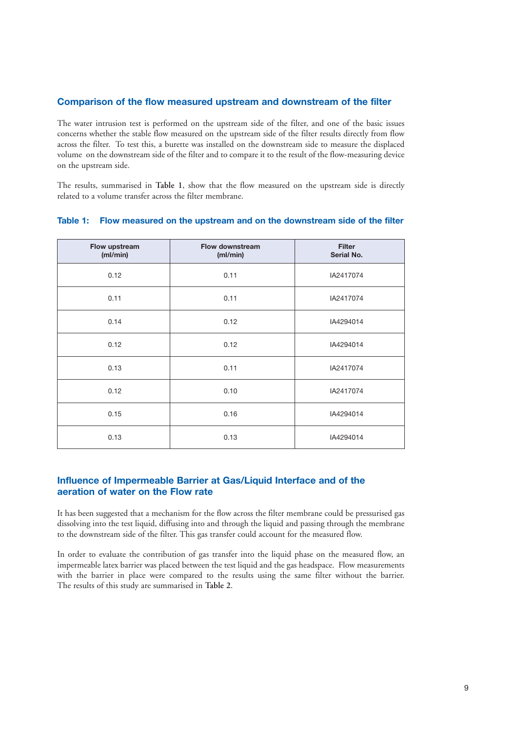## Comparison of the flow measured upstream and downstream of the filter

The water intrusion test is performed on the upstream side of the filter, and one of the basic issues concerns whether the stable flow measured on the upstream side of the filter results directly from flow across the filter. To test this, a burette was installed on the downstream side to measure the displaced volume on the downstream side of the filter and to compare it to the result of the flow-measuring device on the upstream side.

The results, summarised in **Table 1**, show that the flow measured on the upstream side is directly related to a volume transfer across the filter membrane.

### Table 1: Flow measured on the upstream and on the downstream side of the filter

| Flow upstream (ml/min) | Flow downstream (ml/min) | Filter Serial No. |
|---|---|---|
| 0.12 | 0.11 | IA2417074 |
| 0.11 | 0.11 | IA2417074 |
| 0.14 | 0.12 | IA4294014 |
| 0.12 | 0.12 | IA4294014 |
| 0.13 | 0.11 | IA2417074 |
| 0.12 | 0.10 | IA2417074 |
| 0.15 | 0.16 | IA4294014 |
| 0.13 | 0.13 | IA4294014 |

## Influence of Impermeable Barrier at Gas/Liquid Interface and of the aeration of water on the Flow rate

It has been suggested that a mechanism for the flow across the filter membrane could be pressurised gas dissolving into the test liquid, diffusing into and through the liquid and passing through the membrane to the downstream side of the filter. This gas transfer could account for the measured flow.

In order to evaluate the contribution of gas transfer into the liquid phase on the measured flow, an impermeable latex barrier was placed between the test liquid and the gas headspace. Flow measurements with the barrier in place were compared to the results using the same filter without the barrier. The results of this study are summarised in **Table 2**.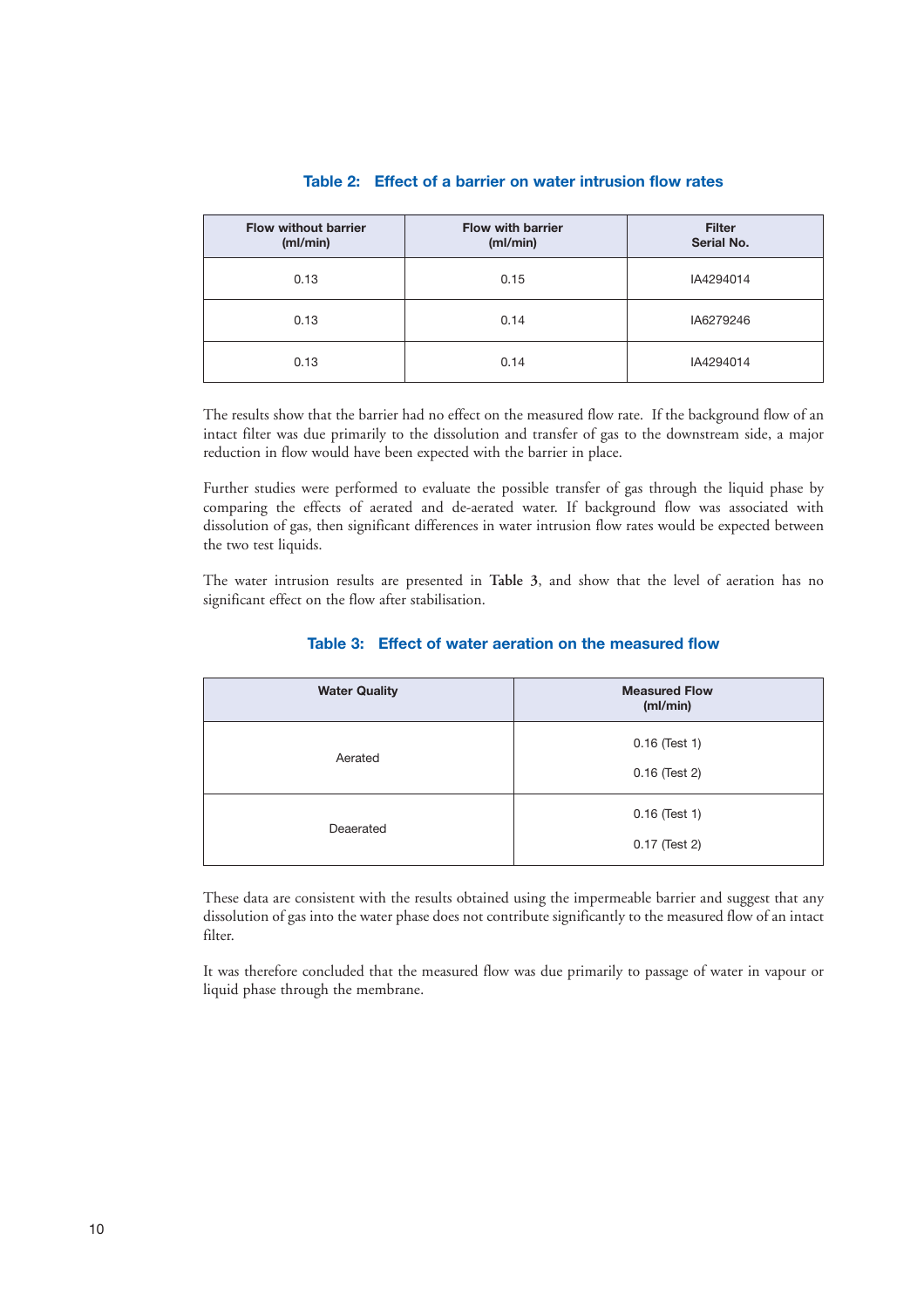**Table 2: Effect of a barrier on water intrusion flow rates**

| Flow without barrier (ml/min) | Flow with barrier (ml/min) | Filter Serial No. |
|---|---|---|
| 0.13 | 0.15 | IA4294014 |
| 0.13 | 0.14 | IA6279246 |
| 0.13 | 0.14 | IA4294014 |

The results show that the barrier had no effect on the measured flow rate. If the background flow of an intact filter was due primarily to the dissolution and transfer of gas to the downstream side, a major reduction in flow would have been expected with the barrier in place.

Further studies were performed to evaluate the possible transfer of gas through the liquid phase by comparing the effects of aerated and de-aerated water. If background flow was associated with dissolution of gas, then significant differences in water intrusion flow rates would be expected between the two test liquids.

The water intrusion results are presented in **Table 3**, and show that the level of aeration has no significant effect on the flow after stabilisation.

**Table 3: Effect of water aeration on the measured flow**

| Water Quality | Measured Flow (ml/min) |
|---|---|
| Aerated | 0.16 (Test 1)<br>0.16 (Test 2) |
| Deaerated | 0.16 (Test 1)<br>0.17 (Test 2) |

These data are consistent with the results obtained using the impermeable barrier and suggest that any dissolution of gas into the water phase does not contribute significantly to the measured flow of an intact filter.

It was therefore concluded that the measured flow was due primarily to passage of water in vapour or liquid phase through the membrane.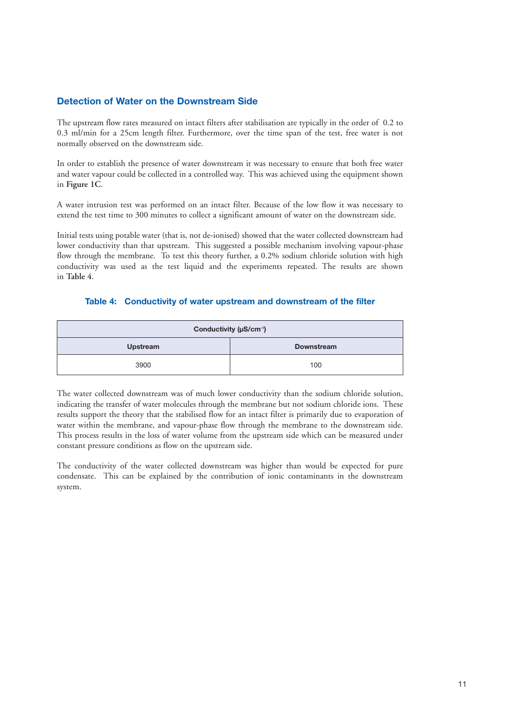## Detection of Water on the Downstream Side

The upstream flow rates measured on intact filters after stabilisation are typically in the order of 0.2 to 0.3 ml/min for a 25cm length filter. Furthermore, over the time span of the test, free water is not normally observed on the downstream side.

In order to establish the presence of water downstream it was necessary to ensure that both free water and water vapour could be collected in a controlled way. This was achieved using the equipment shown in **Figure 1C**.

A water intrusion test was performed on an intact filter. Because of the low flow it was necessary to extend the test time to 300 minutes to collect a significant amount of water on the downstream side.

Initial tests using potable water (that is, not de-ionised) showed that the water collected downstream had lower conductivity than that upstream. This suggested a possible mechanism involving vapour-phase flow through the membrane. To test this theory further, a 0.2% sodium chloride solution with high conductivity was used as the test liquid and the experiments repeated. The results are shown in **Table 4**.

### Table 4: Conductivity of water upstream and downstream of the filter

| Conductivity (µS/cm$^{-1}$) | |
|---|---|
| **Upstream** | **Downstream** |
| 3900 | 100 |

The water collected downstream was of much lower conductivity than the sodium chloride solution, indicating the transfer of water molecules through the membrane but not sodium chloride ions. These results support the theory that the stabilised flow for an intact filter is primarily due to evaporation of water within the membrane, and vapour-phase flow through the membrane to the downstream side. This process results in the loss of water volume from the upstream side which can be measured under constant pressure conditions as flow on the upstream side.

The conductivity of the water collected downstream was higher than would be expected for pure condensate. This can be explained by the contribution of ionic contaminants in the downstream system.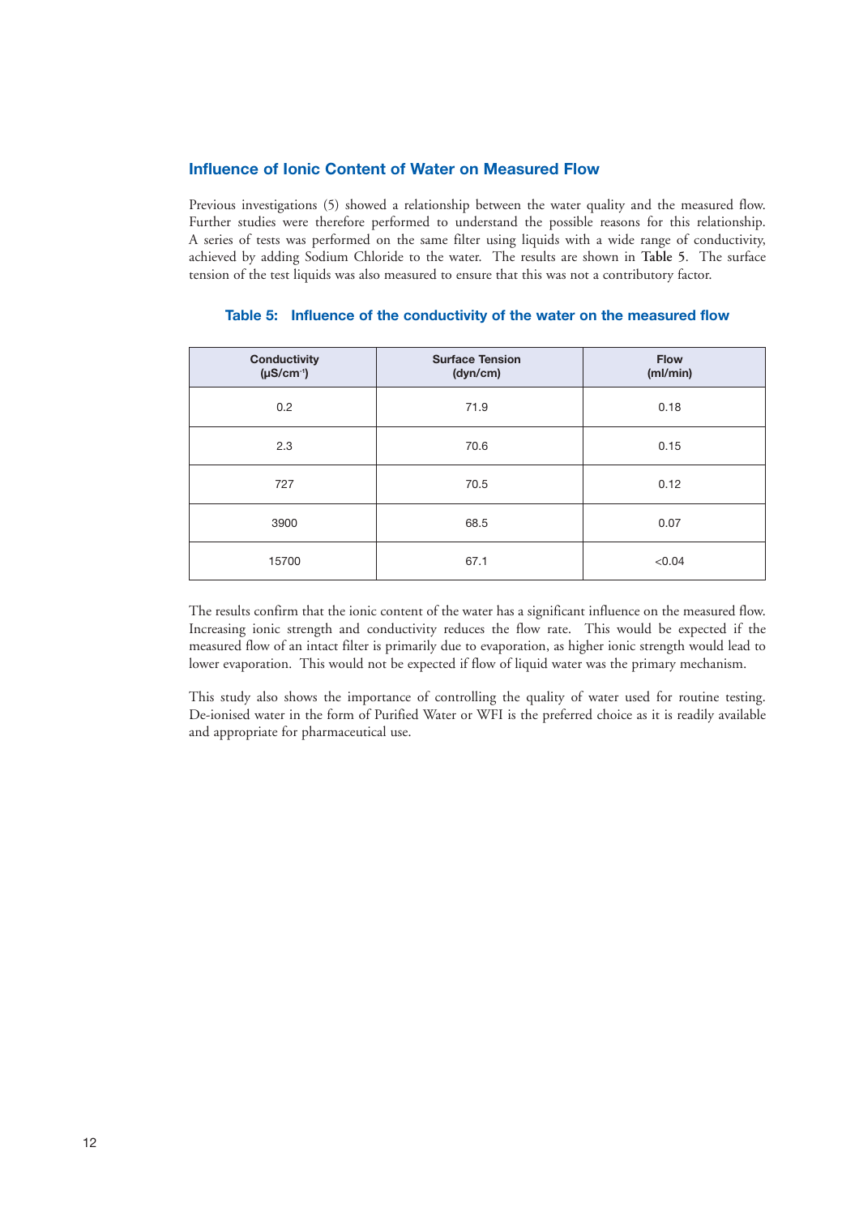## Influence of Ionic Content of Water on Measured Flow

Previous investigations (5) showed a relationship between the water quality and the measured flow. Further studies were therefore performed to understand the possible reasons for this relationship. A series of tests was performed on the same filter using liquids with a wide range of conductivity, achieved by adding Sodium Chloride to the water. The results are shown in **Table 5**. The surface tension of the test liquids was also measured to ensure that this was not a contributory factor.

### Table 5: Influence of the conductivity of the water on the measured flow

| Conductivity ($\mu S/cm^{-1}$) | Surface Tension (dyn/cm) | Flow (ml/min) |
|---|---|---|
| 0.2 | 71.9 | 0.18 |
| 2.3 | 70.6 | 0.15 |
| 727 | 70.5 | 0.12 |
| 3900 | 68.5 | 0.07 |
| 15700 | 67.1 | <0.04 |

The results confirm that the ionic content of the water has a significant influence on the measured flow. Increasing ionic strength and conductivity reduces the flow rate. This would be expected if the measured flow of an intact filter is primarily due to evaporation, as higher ionic strength would lead to lower evaporation. This would not be expected if flow of liquid water was the primary mechanism.

This study also shows the importance of controlling the quality of water used for routine testing. De-ionised water in the form of Purified Water or WFI is the preferred choice as it is readily available and appropriate for pharmaceutical use.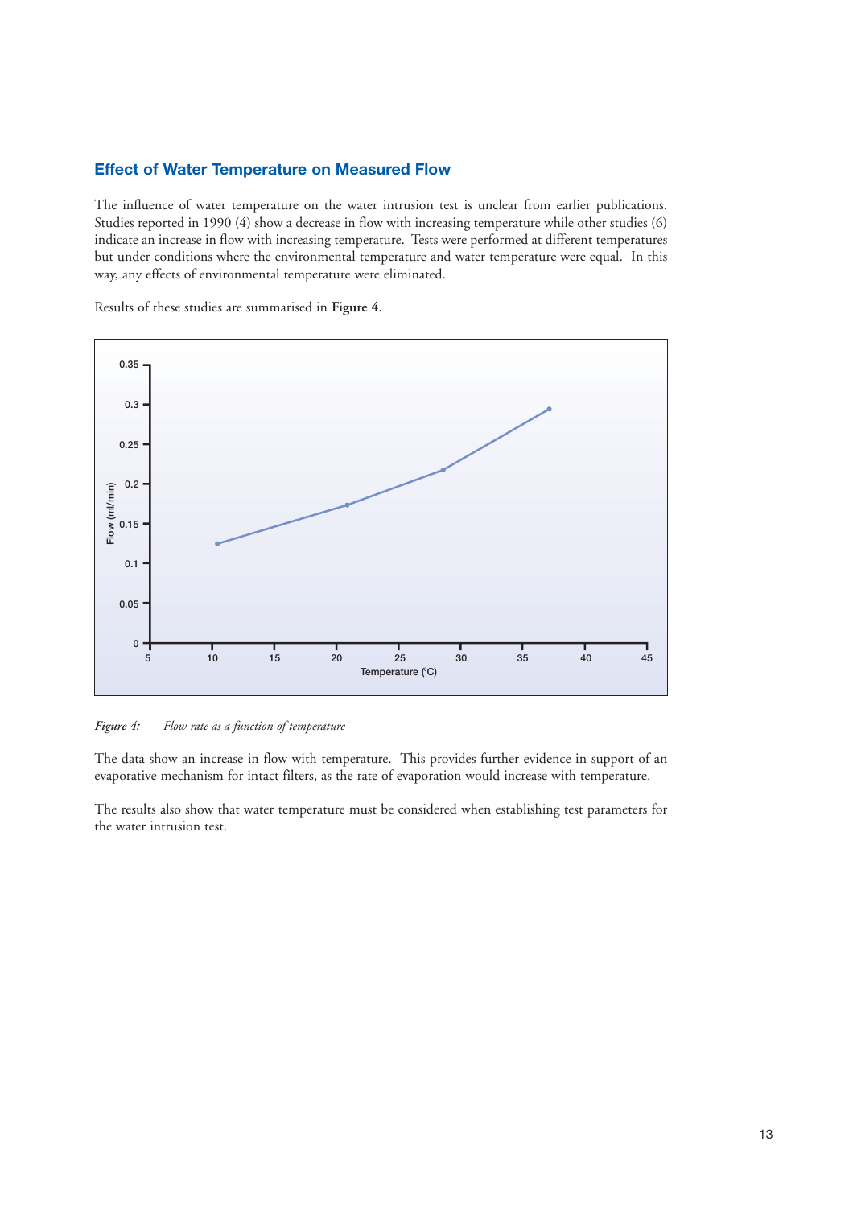## Effect of Water Temperature on Measured Flow

The influence of water temperature on the water intrusion test is unclear from earlier publications. Studies reported in 1990 (4) show a decrease in flow with increasing temperature while other studies (6) indicate an increase in flow with increasing temperature. Tests were performed at different temperatures but under conditions where the environmental temperature and water temperature were equal. In this way, any effects of environmental temperature were eliminated.

Results of these studies are summarised in **Figure 4.**

*Figure 4:* *Flow rate as a function of temperature*

The data show an increase in flow with temperature. This provides further evidence in support of an evaporative mechanism for intact filters, as the rate of evaporation would increase with temperature.

The results also show that water temperature must be considered when establishing test parameters for the water intrusion test.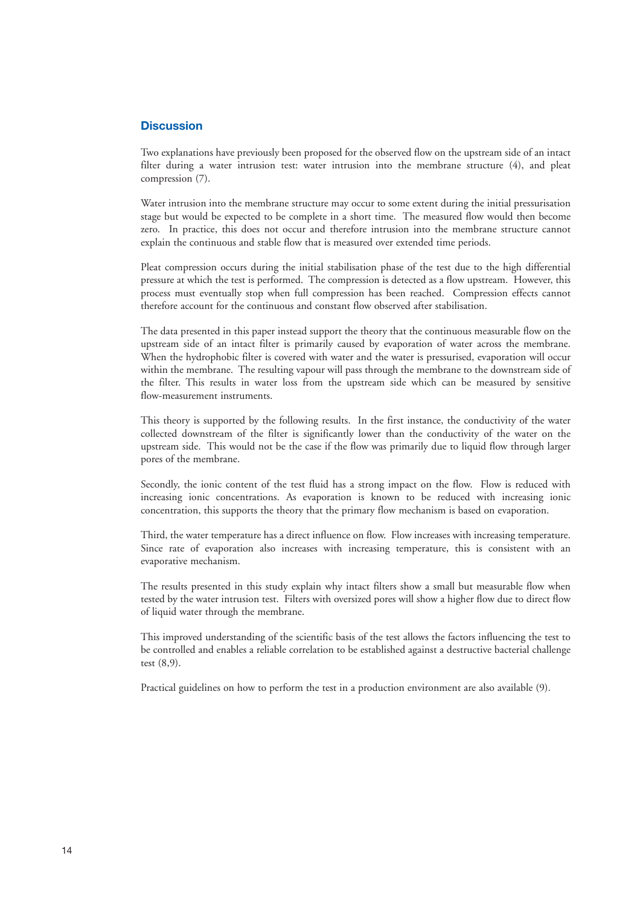## Discussion

Two explanations have previously been proposed for the observed flow on the upstream side of an intact filter during a water intrusion test: water intrusion into the membrane structure (4), and pleat compression (7).

Water intrusion into the membrane structure may occur to some extent during the initial pressurisation stage but would be expected to be complete in a short time. The measured flow would then become zero. In practice, this does not occur and therefore intrusion into the membrane structure cannot explain the continuous and stable flow that is measured over extended time periods.

Pleat compression occurs during the initial stabilisation phase of the test due to the high differential pressure at which the test is performed. The compression is detected as a flow upstream. However, this process must eventually stop when full compression has been reached. Compression effects cannot therefore account for the continuous and constant flow observed after stabilisation.

The data presented in this paper instead support the theory that the continuous measurable flow on the upstream side of an intact filter is primarily caused by evaporation of water across the membrane. When the hydrophobic filter is covered with water and the water is pressurised, evaporation will occur within the membrane. The resulting vapour will pass through the membrane to the downstream side of the filter. This results in water loss from the upstream side which can be measured by sensitive flow-measurement instruments.

This theory is supported by the following results. In the first instance, the conductivity of the water collected downstream of the filter is significantly lower than the conductivity of the water on the upstream side. This would not be the case if the flow was primarily due to liquid flow through larger pores of the membrane.

Secondly, the ionic content of the test fluid has a strong impact on the flow. Flow is reduced with increasing ionic concentrations. As evaporation is known to be reduced with increasing ionic concentration, this supports the theory that the primary flow mechanism is based on evaporation.

Third, the water temperature has a direct influence on flow. Flow increases with increasing temperature. Since rate of evaporation also increases with increasing temperature, this is consistent with an evaporative mechanism.

The results presented in this study explain why intact filters show a small but measurable flow when tested by the water intrusion test. Filters with oversized pores will show a higher flow due to direct flow of liquid water through the membrane.

This improved understanding of the scientific basis of the test allows the factors influencing the test to be controlled and enables a reliable correlation to be established against a destructive bacterial challenge test (8,9).

Practical guidelines on how to perform the test in a production environment are also available (9).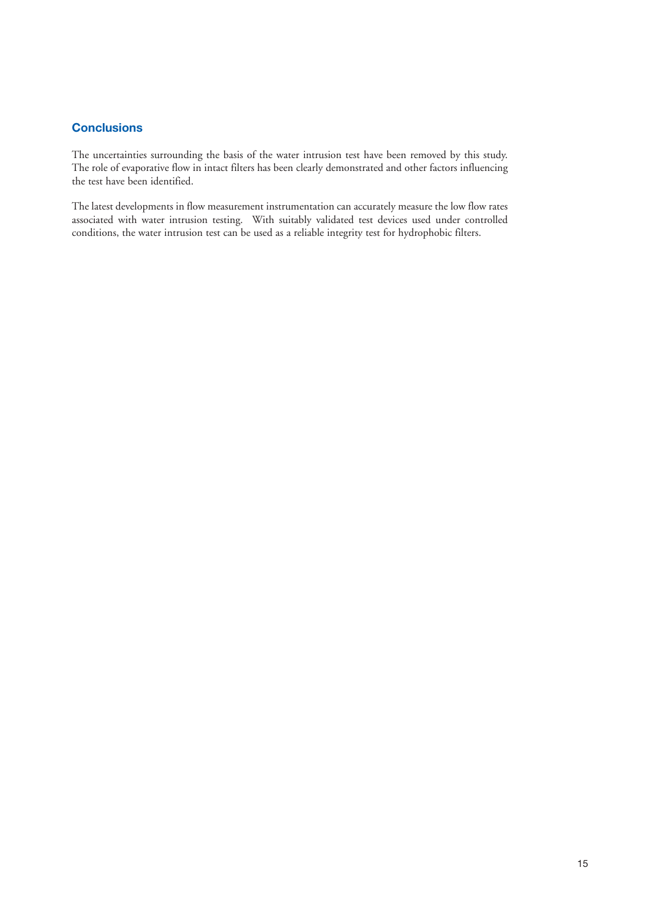## Conclusions

The uncertainties surrounding the basis of the water intrusion test have been removed by this study. The role of evaporative flow in intact filters has been clearly demonstrated and other factors influencing the test have been identified.

The latest developments in flow measurement instrumentation can accurately measure the low flow rates associated with water intrusion testing. With suitably validated test devices used under controlled conditions, the water intrusion test can be used as a reliable integrity test for hydrophobic filters.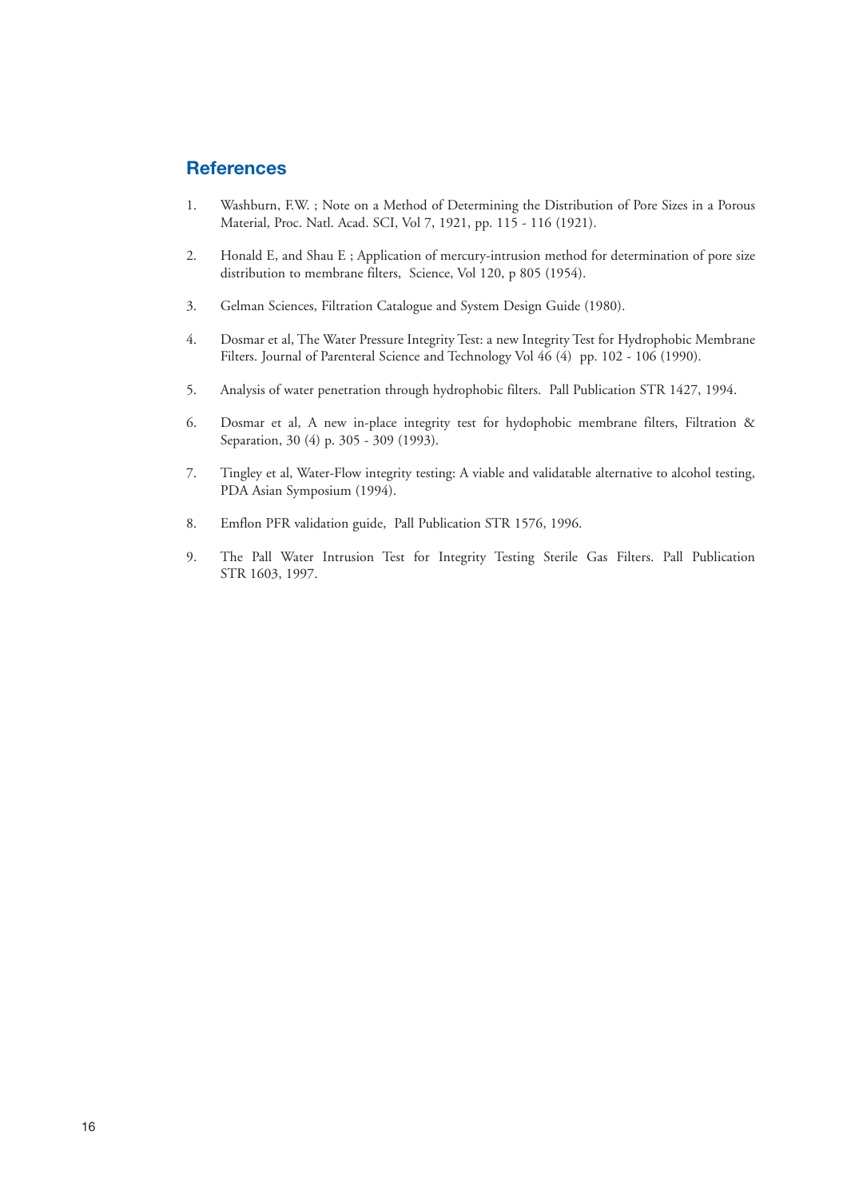## References

1. Washburn, F.W. ; Note on a Method of Determining the Distribution of Pore Sizes in a Porous Material, Proc. Natl. Acad. SCI, Vol 7, 1921, pp. 115 - 116 (1921).

2. Honald E, and Shau E ; Application of mercury-intrusion method for determination of pore size distribution to membrane filters, Science, Vol 120, p 805 (1954).

3. Gelman Sciences, Filtration Catalogue and System Design Guide (1980).

4. Dosmar et al, The Water Pressure Integrity Test: a new Integrity Test for Hydrophobic Membrane Filters. Journal of Parenteral Science and Technology Vol 46 (4) pp. 102 - 106 (1990).

5. Analysis of water penetration through hydrophobic filters. Pall Publication STR 1427, 1994.

6. Dosmar et al, A new in-place integrity test for hydophobic membrane filters, Filtration & Separation, 30 (4) p. 305 - 309 (1993).

7. Tingley et al, Water-Flow integrity testing: A viable and validatable alternative to alcohol testing, PDA Asian Symposium (1994).

8. Emflon PFR validation guide, Pall Publication STR 1576, 1996.

9. The Pall Water Intrusion Test for Integrity Testing Sterile Gas Filters. Pall Publication STR 1603, 1997.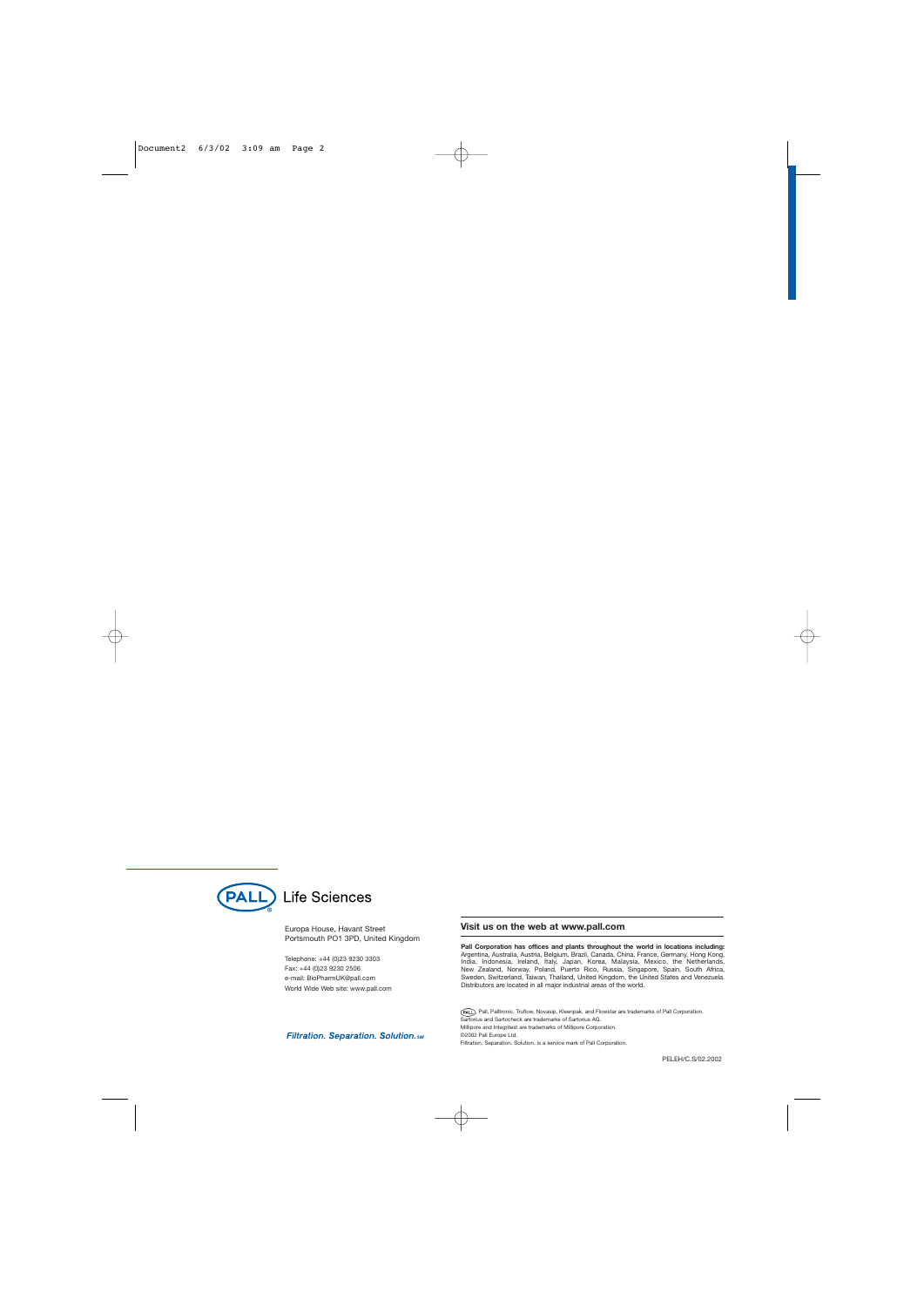PALL Life Sciences

Europa House, Havant Street
Portsmouth PO1 3PD, United Kingdom

Telephone: +44 (0)23 9230 3303
Fax: +44 (0)23 9230 2506
e-mail: BioPharmUK@pall.com
World Wide Web site: www.pall.com

*Filtration. Separation. Solution.SM*

## Visit us on the web at www.pall.com

**Pall Corporation has offices and plants throughout the world in locations including:** Argentina, Australia, Austria, Belgium, Brazil, Canada, China, France, Germany, Hong Kong, India, Indonesia, Ireland, Italy, Japan, Korea, Malaysia, Mexico, the Netherlands, New Zealand, Norway, Poland, Puerto Rico, Russia, Singapore, Spain, South Africa, Sweden, Switzerland, Taiwan, Thailand, United Kingdom, the United States and Venezuela. Distributors are located in all major industrial areas of the world.

PALL, Pall, Palltronic, Truflow, Novasip, Kleenpak, and Flowstar are trademarks of Pall Corporation.
Sartorius and Sartocheck are trademarks of Sartorius AG.
Millipore and Integritest are trademarks of Millipore Corporation.
©2002 Pall Europe Ltd.
Filtration. Separation. Solution. is a service mark of Pall Corporation.

PELEH/C.S/02.2002